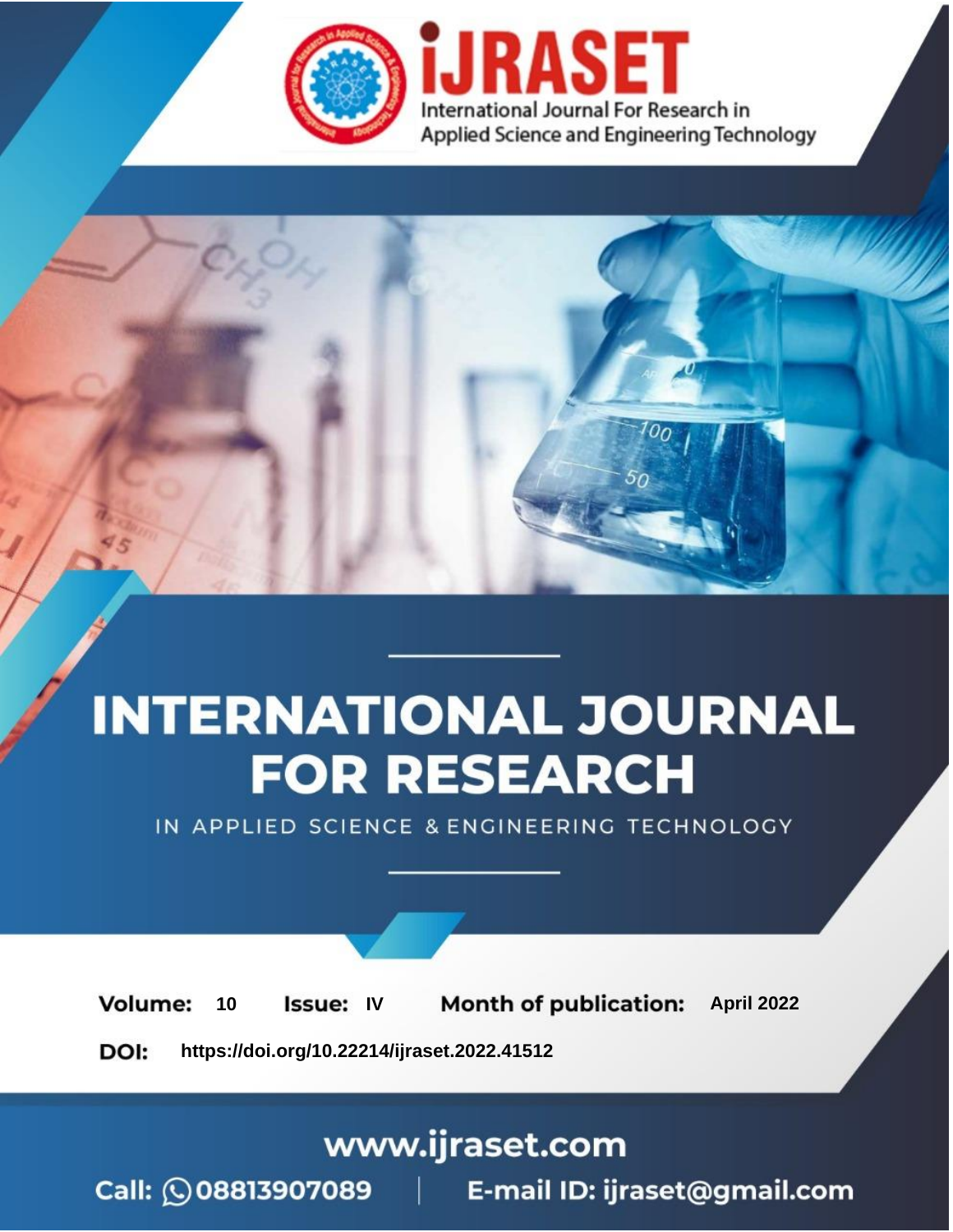# INTERNATIONAL JOURNAL FOR RESEARCH

IN APPLIED SCIENCE & ENGINEERING TECHNOLOGY

**Volume:** 10 **Issue:** IV **Month of publication:** April 2022

**DOI:** https://doi.org/10.22214/ijraset.2022.41512

www.ijraset.com

Call: 08813907089 | E-mail ID: ijraset@gmail.com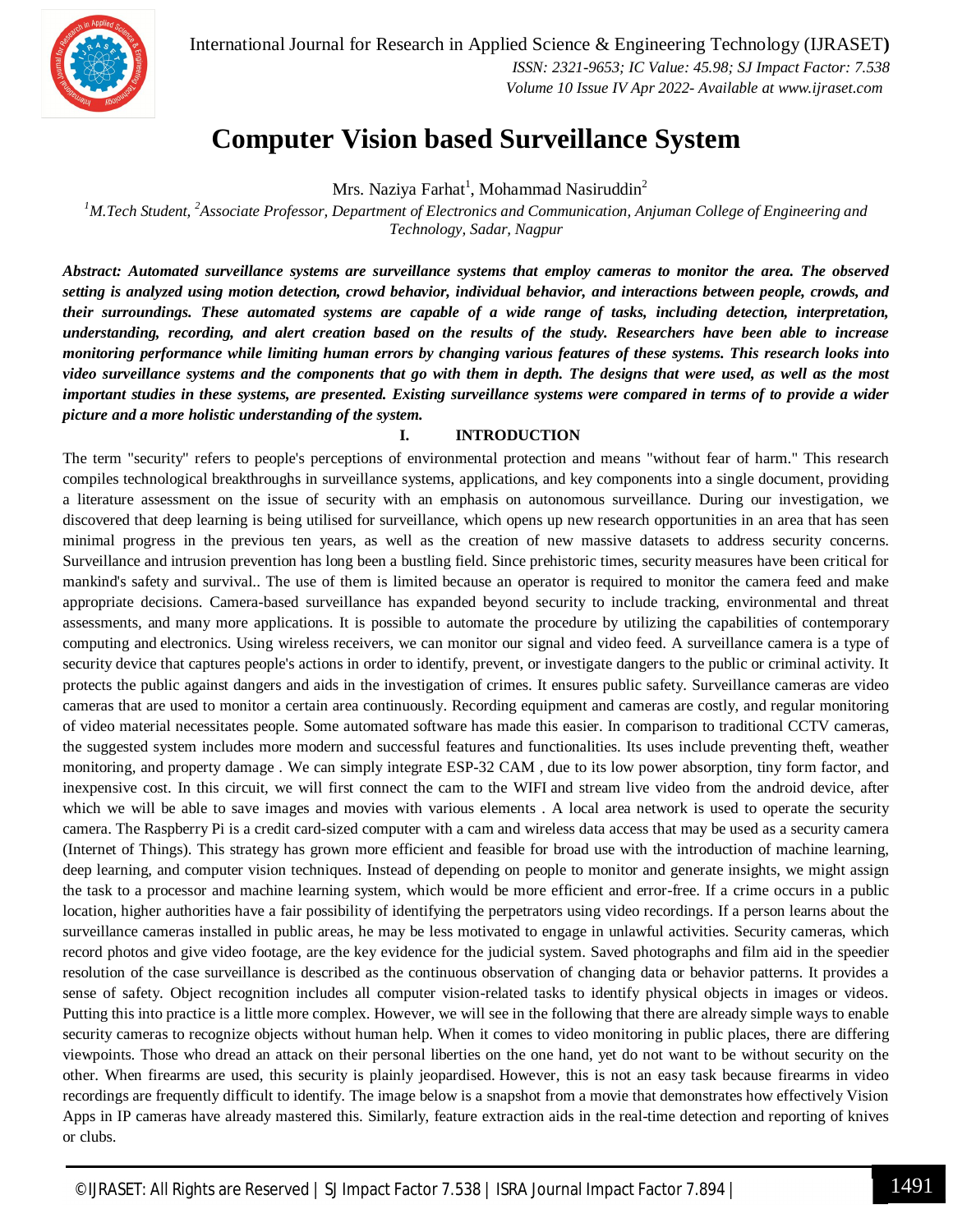# Computer Vision based Surveillance System

Mrs. Naziya Farhat[1], Mohammad Nasiruddin[2]

[1]*M.Tech Student,* [2]*Associate Professor, Department of Electronics and Communication, Anjuman College of Engineering and Technology, Sadar, Nagpur*

***Abstract: Automated surveillance systems are surveillance systems that employ cameras to monitor the area. The observed setting is analyzed using motion detection, crowd behavior, individual behavior, and interactions between people, crowds, and their surroundings. These automated systems are capable of a wide range of tasks, including detection, interpretation, understanding, recording, and alert creation based on the results of the study. Researchers have been able to increase monitoring performance while limiting human errors by changing various features of these systems. This research looks into video surveillance systems and the components that go with them in depth. The designs that were used, as well as the most important studies in these systems, are presented. Existing surveillance systems were compared in terms of to provide a wider picture and a more holistic understanding of the system.***

## I. INTRODUCTION

The term "security" refers to people's perceptions of environmental protection and means "without fear of harm." This research compiles technological breakthroughs in surveillance systems, applications, and key components into a single document, providing a literature assessment on the issue of security with an emphasis on autonomous surveillance. During our investigation, we discovered that deep learning is being utilised for surveillance, which opens up new research opportunities in an area that has seen minimal progress in the previous ten years, as well as the creation of new massive datasets to address security concerns. Surveillance and intrusion prevention has long been a bustling field. Since prehistoric times, security measures have been critical for mankind's safety and survival.. The use of them is limited because an operator is required to monitor the camera feed and make appropriate decisions. Camera-based surveillance has expanded beyond security to include tracking, environmental and threat assessments, and many more applications. It is possible to automate the procedure by utilizing the capabilities of contemporary computing and electronics. Using wireless receivers, we can monitor our signal and video feed. A surveillance camera is a type of security device that captures people's actions in order to identify, prevent, or investigate dangers to the public or criminal activity. It protects the public against dangers and aids in the investigation of crimes. It ensures public safety. Surveillance cameras are video cameras that are used to monitor a certain area continuously. Recording equipment and cameras are costly, and regular monitoring of video material necessitates people. Some automated software has made this easier. In comparison to traditional CCTV cameras, the suggested system includes more modern and successful features and functionalities. Its uses include preventing theft, weather monitoring, and property damage . We can simply integrate ESP-32 CAM , due to its low power absorption, tiny form factor, and inexpensive cost. In this circuit, we will first connect the cam to the WIFI and stream live video from the android device, after which we will be able to save images and movies with various elements . A local area network is used to operate the security camera. The Raspberry Pi is a credit card-sized computer with a cam and wireless data access that may be used as a security camera (Internet of Things). This strategy has grown more efficient and feasible for broad use with the introduction of machine learning, deep learning, and computer vision techniques. Instead of depending on people to monitor and generate insights, we might assign the task to a processor and machine learning system, which would be more efficient and error-free. If a crime occurs in a public location, higher authorities have a fair possibility of identifying the perpetrators using video recordings. If a person learns about the surveillance cameras installed in public areas, he may be less motivated to engage in unlawful activities. Security cameras, which record photos and give video footage, are the key evidence for the judicial system. Saved photographs and film aid in the speedier resolution of the case surveillance is described as the continuous observation of changing data or behavior patterns. It provides a sense of safety. Object recognition includes all computer vision-related tasks to identify physical objects in images or videos. Putting this into practice is a little more complex. However, we will see in the following that there are already simple ways to enable security cameras to recognize objects without human help. When it comes to video monitoring in public places, there are differing viewpoints. Those who dread an attack on their personal liberties on the one hand, yet do not want to be without security on the other. When firearms are used, this security is plainly jeopardised. However, this is not an easy task because firearms in video recordings are frequently difficult to identify. The image below is a snapshot from a movie that demonstrates how effectively Vision Apps in IP cameras have already mastered this. Similarly, feature extraction aids in the real-time detection and reporting of knives or clubs.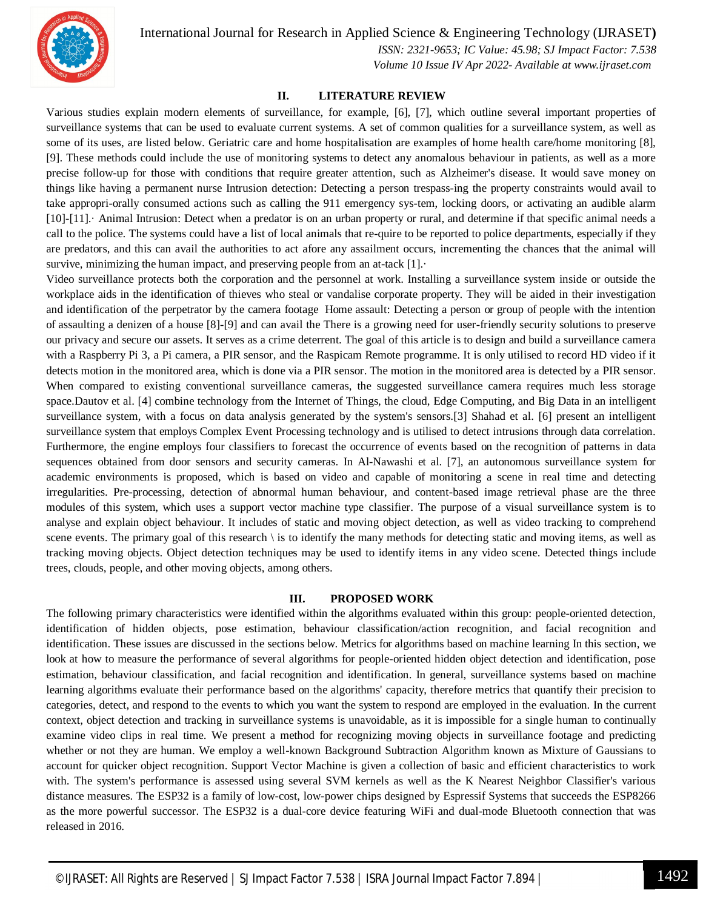## II. LITERATURE REVIEW

Various studies explain modern elements of surveillance, for example, [6], [7], which outline several important properties of surveillance systems that can be used to evaluate current systems. A set of common qualities for a surveillance system, as well as some of its uses, are listed below. Geriatric care and home hospitalisation are examples of home health care/home monitoring [8], [9]. These methods could include the use of monitoring systems to detect any anomalous behaviour in patients, as well as a more precise follow-up for those with conditions that require greater attention, such as Alzheimer's disease. It would save money on things like having a permanent nurse Intrusion detection: Detecting a person trespass-ing the property constraints would avail to take appropri-orally consumed actions such as calling the 911 emergency sys-tem, locking doors, or activating an audible alarm [10]-[11].· Animal Intrusion: Detect when a predator is on an urban property or rural, and determine if that specific animal needs a call to the police. The systems could have a list of local animals that re-quire to be reported to police departments, especially if they are predators, and this can avail the authorities to act afore any assailment occurs, incrementing the chances that the animal will survive, minimizing the human impact, and preserving people from an at-tack [1].·

Video surveillance protects both the corporation and the personnel at work. Installing a surveillance system inside or outside the workplace aids in the identification of thieves who steal or vandalise corporate property. They will be aided in their investigation and identification of the perpetrator by the camera footage Home assault: Detecting a person or group of people with the intention of assaulting a denizen of a house [8]-[9] and can avail the There is a growing need for user-friendly security solutions to preserve our privacy and secure our assets. It serves as a crime deterrent. The goal of this article is to design and build a surveillance camera with a Raspberry Pi 3, a Pi camera, a PIR sensor, and the Raspicam Remote programme. It is only utilised to record HD video if it detects motion in the monitored area, which is done via a PIR sensor. The motion in the monitored area is detected by a PIR sensor. When compared to existing conventional surveillance cameras, the suggested surveillance camera requires much less storage space.Dautov et al. [4] combine technology from the Internet of Things, the cloud, Edge Computing, and Big Data in an intelligent surveillance system, with a focus on data analysis generated by the system's sensors.[3] Shahad et al. [6] present an intelligent surveillance system that employs Complex Event Processing technology and is utilised to detect intrusions through data correlation. Furthermore, the engine employs four classifiers to forecast the occurrence of events based on the recognition of patterns in data sequences obtained from door sensors and security cameras. In Al-Nawashi et al. [7], an autonomous surveillance system for academic environments is proposed, which is based on video and capable of monitoring a scene in real time and detecting irregularities. Pre-processing, detection of abnormal human behaviour, and content-based image retrieval phase are the three modules of this system, which uses a support vector machine type classifier. The purpose of a visual surveillance system is to analyse and explain object behaviour. It includes of static and moving object detection, as well as video tracking to comprehend scene events. The primary goal of this research \ is to identify the many methods for detecting static and moving items, as well as tracking moving objects. Object detection techniques may be used to identify items in any video scene. Detected things include trees, clouds, people, and other moving objects, among others.

## III. PROPOSED WORK

The following primary characteristics were identified within the algorithms evaluated within this group: people-oriented detection, identification of hidden objects, pose estimation, behaviour classification/action recognition, and facial recognition and identification. These issues are discussed in the sections below. Metrics for algorithms based on machine learning In this section, we look at how to measure the performance of several algorithms for people-oriented hidden object detection and identification, pose estimation, behaviour classification, and facial recognition and identification. In general, surveillance systems based on machine learning algorithms evaluate their performance based on the algorithms' capacity, therefore metrics that quantify their precision to categories, detect, and respond to the events to which you want the system to respond are employed in the evaluation. In the current context, object detection and tracking in surveillance systems is unavoidable, as it is impossible for a single human to continually examine video clips in real time. We present a method for recognizing moving objects in surveillance footage and predicting whether or not they are human. We employ a well-known Background Subtraction Algorithm known as Mixture of Gaussians to account for quicker object recognition. Support Vector Machine is given a collection of basic and efficient characteristics to work with. The system's performance is assessed using several SVM kernels as well as the K Nearest Neighbor Classifier's various distance measures. The ESP32 is a family of low-cost, low-power chips designed by Espressif Systems that succeeds the ESP8266 as the more powerful successor. The ESP32 is a dual-core device featuring WiFi and dual-mode Bluetooth connection that was released in 2016.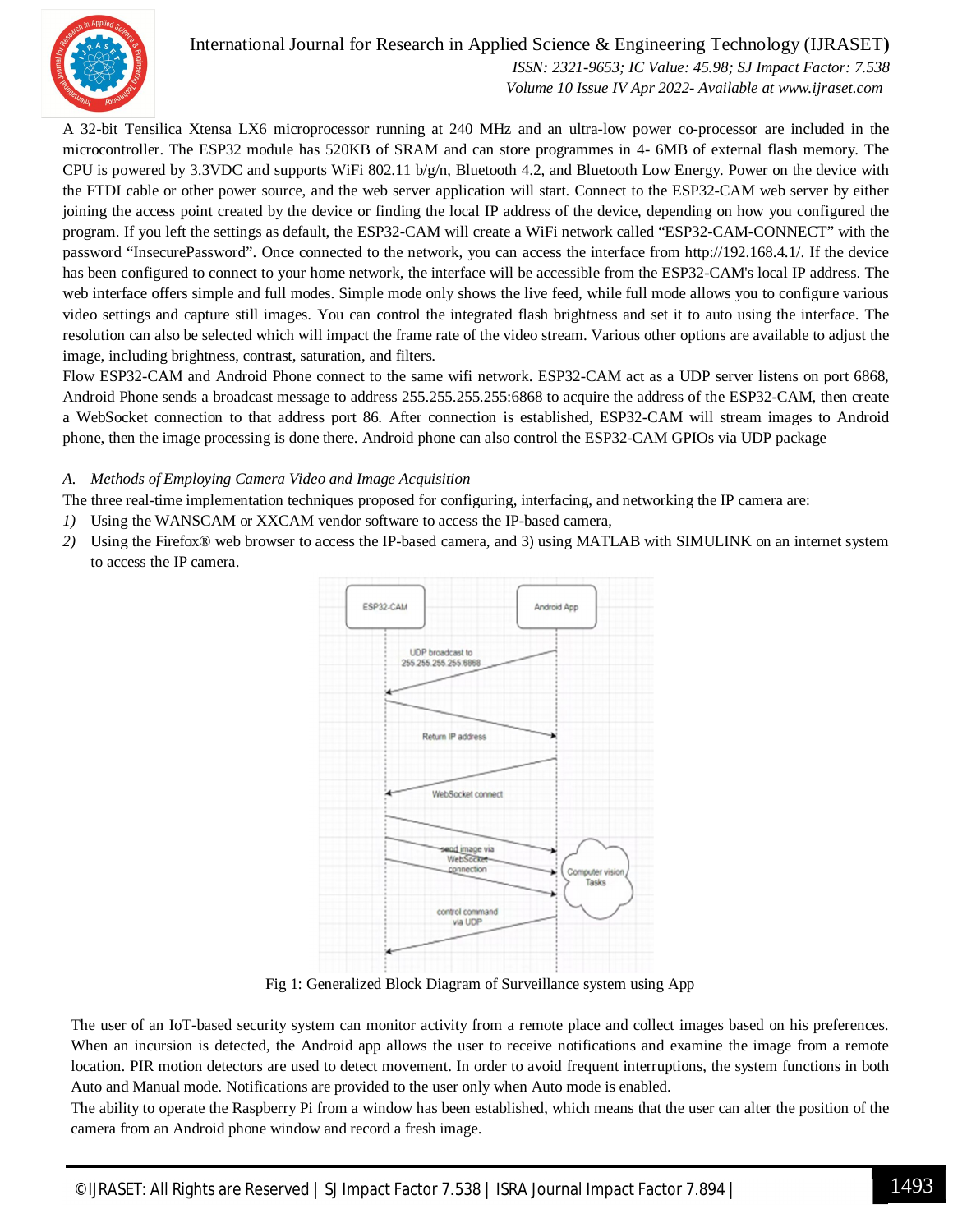A 32-bit Tensilica Xtensa LX6 microprocessor running at 240 MHz and an ultra-low power co-processor are included in the microcontroller. The ESP32 module has 520KB of SRAM and can store programmes in 4- 6MB of external flash memory. The CPU is powered by 3.3VDC and supports WiFi 802.11 b/g/n, Bluetooth 4.2, and Bluetooth Low Energy. Power on the device with the FTDI cable or other power source, and the web server application will start. Connect to the ESP32-CAM web server by either joining the access point created by the device or finding the local IP address of the device, depending on how you configured the program. If you left the settings as default, the ESP32-CAM will create a WiFi network called "ESP32-CAM-CONNECT" with the password "InsecurePassword". Once connected to the network, you can access the interface from http://192.168.4.1/. If the device has been configured to connect to your home network, the interface will be accessible from the ESP32-CAM's local IP address. The web interface offers simple and full modes. Simple mode only shows the live feed, while full mode allows you to configure various video settings and capture still images. You can control the integrated flash brightness and set it to auto using the interface. The resolution can also be selected which will impact the frame rate of the video stream. Various other options are available to adjust the image, including brightness, contrast, saturation, and filters.

Flow ESP32-CAM and Android Phone connect to the same wifi network. ESP32-CAM act as a UDP server listens on port 6868, Android Phone sends a broadcast message to address 255.255.255.255:6868 to acquire the address of the ESP32-CAM, then create a WebSocket connection to that address port 86. After connection is established, ESP32-CAM will stream images to Android phone, then the image processing is done there. Android phone can also control the ESP32-CAM GPIOs via UDP package

### *A. Methods of Employing Camera Video and Image Acquisition*

The three real-time implementation techniques proposed for configuring, interfacing, and networking the IP camera are:

1) Using the WANSCAM or XXCAM vendor software to access the IP-based camera,
2) Using the Firefox® web browser to access the IP-based camera, and 3) using MATLAB with SIMULINK on an internet system to access the IP camera.

Fig 1: Generalized Block Diagram of Surveillance system using App

The user of an IoT-based security system can monitor activity from a remote place and collect images based on his preferences. When an incursion is detected, the Android app allows the user to receive notifications and examine the image from a remote location. PIR motion detectors are used to detect movement. In order to avoid frequent interruptions, the system functions in both Auto and Manual mode. Notifications are provided to the user only when Auto mode is enabled.

The ability to operate the Raspberry Pi from a window has been established, which means that the user can alter the position of the camera from an Android phone window and record a fresh image.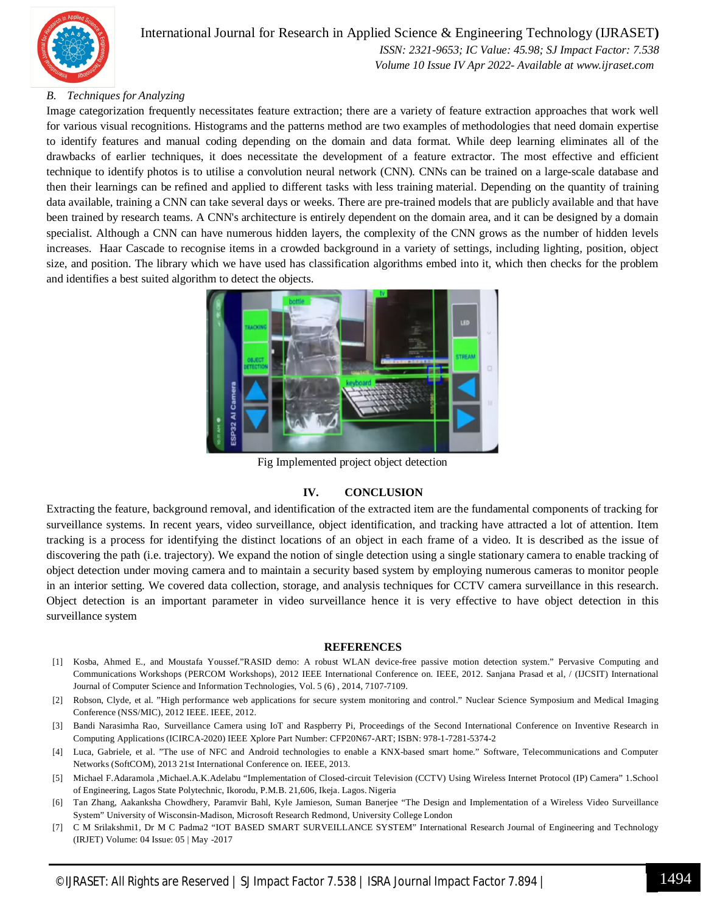### B. Techniques for Analyzing

Image categorization frequently necessitates feature extraction; there are a variety of feature extraction approaches that work well for various visual recognitions. Histograms and the patterns method are two examples of methodologies that need domain expertise to identify features and manual coding depending on the domain and data format. While deep learning eliminates all of the drawbacks of earlier techniques, it does necessitate the development of a feature extractor. The most effective and efficient technique to identify photos is to utilise a convolution neural network (CNN). CNNs can be trained on a large-scale database and then their learnings can be refined and applied to different tasks with less training material. Depending on the quantity of training data available, training a CNN can take several days or weeks. There are pre-trained models that are publicly available and that have been trained by research teams. A CNN's architecture is entirely dependent on the domain area, and it can be designed by a domain specialist. Although a CNN can have numerous hidden layers, the complexity of the CNN grows as the number of hidden levels increases. Haar Cascade to recognise items in a crowded background in a variety of settings, including lighting, position, object size, and position. The library which we have used has classification algorithms embed into it, which then checks for the problem and identifies a best suited algorithm to detect the objects.

Fig Implemented project object detection

## IV. CONCLUSION

Extracting the feature, background removal, and identification of the extracted item are the fundamental components of tracking for surveillance systems. In recent years, video surveillance, object identification, and tracking have attracted a lot of attention. Item tracking is a process for identifying the distinct locations of an object in each frame of a video. It is described as the issue of discovering the path (i.e. trajectory). We expand the notion of single detection using a single stationary camera to enable tracking of object detection under moving camera and to maintain a security based system by employing numerous cameras to monitor people in an interior setting. We covered data collection, storage, and analysis techniques for CCTV camera surveillance in this research. Object detection is an important parameter in video surveillance hence it is very effective to have object detection in this surveillance system

## REFERENCES

[1] Kosba, Ahmed E., and Moustafa Youssef."RASID demo: A robust WLAN device-free passive motion detection system." Pervasive Computing and Communications Workshops (PERCOM Workshops), 2012 IEEE International Conference on. IEEE, 2012. Sanjana Prasad et al, / (IJCSIT) International Journal of Computer Science and Information Technologies, Vol. 5 (6) , 2014, 7107-7109.

[2] Robson, Clyde, et al. "High performance web applications for secure system monitoring and control." Nuclear Science Symposium and Medical Imaging Conference (NSS/MIC), 2012 IEEE. IEEE, 2012.

[3] Bandi Narasimha Rao, Surveillance Camera using IoT and Raspberry Pi, Proceedings of the Second International Conference on Inventive Research in Computing Applications (ICIRCA-2020) IEEE Xplore Part Number: CFP20N67-ART; ISBN: 978-1-7281-5374-2

[4] Luca, Gabriele, et al. "The use of NFC and Android technologies to enable a KNX-based smart home." Software, Telecommunications and Computer Networks (SoftCOM), 2013 21st International Conference on. IEEE, 2013.

[5] Michael F.Adaramola ,Michael.A.K.Adelabu "Implementation of Closed-circuit Television (CCTV) Using Wireless Internet Protocol (IP) Camera" 1.School of Engineering, Lagos State Polytechnic, Ikorodu, P.M.B. 21,606, Ikeja. Lagos. Nigeria

[6] Tan Zhang, Aakanksha Chowdhery, Paramvir Bahl, Kyle Jamieson, Suman Banerjee "The Design and Implementation of a Wireless Video Surveillance System" University of Wisconsin-Madison, Microsoft Research Redmond, University College London

[7] C M Srilakshmi1, Dr M C Padma2 "IOT BASED SMART SURVEILLANCE SYSTEM" International Research Journal of Engineering and Technology (IRJET) Volume: 04 Issue: 05 | May -2017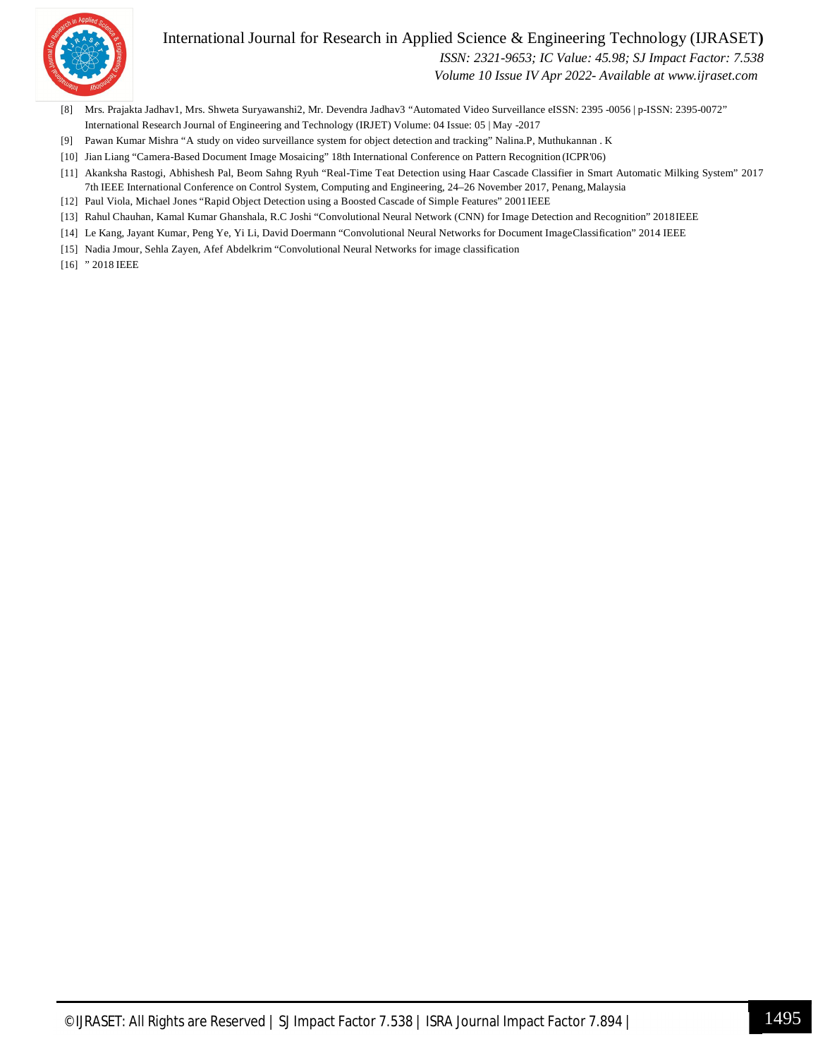[8] Mrs. Prajakta Jadhav1, Mrs. Shweta Suryawanshi2, Mr. Devendra Jadhav3 "Automated Video Surveillance eISSN: 2395 -0056 | p-ISSN: 2395-0072" International Research Journal of Engineering and Technology (IRJET) Volume: 04 Issue: 05 | May -2017

[9] Pawan Kumar Mishra "A study on video surveillance system for object detection and tracking" Nalina.P, Muthukannan . K

[10] Jian Liang "Camera-Based Document Image Mosaicing" 18th International Conference on Pattern Recognition (ICPR'06)

[11] Akanksha Rastogi, Abhishesh Pal, Beom Sahng Ryuh "Real-Time Teat Detection using Haar Cascade Classifier in Smart Automatic Milking System" 2017 7th IEEE International Conference on Control System, Computing and Engineering, 24–26 November 2017, Penang, Malaysia

[12] Paul Viola, Michael Jones "Rapid Object Detection using a Boosted Cascade of Simple Features" 2001 IEEE

[13] Rahul Chauhan, Kamal Kumar Ghanshala, R.C Joshi "Convolutional Neural Network (CNN) for Image Detection and Recognition" 2018 IEEE

[14] Le Kang, Jayant Kumar, Peng Ye, Yi Li, David Doermann "Convolutional Neural Networks for Document Image Classification" 2014 IEEE

[15] Nadia Jmour, Sehla Zayen, Afef Abdelkrim "Convolutional Neural Networks for image classification

[16] " 2018 IEEE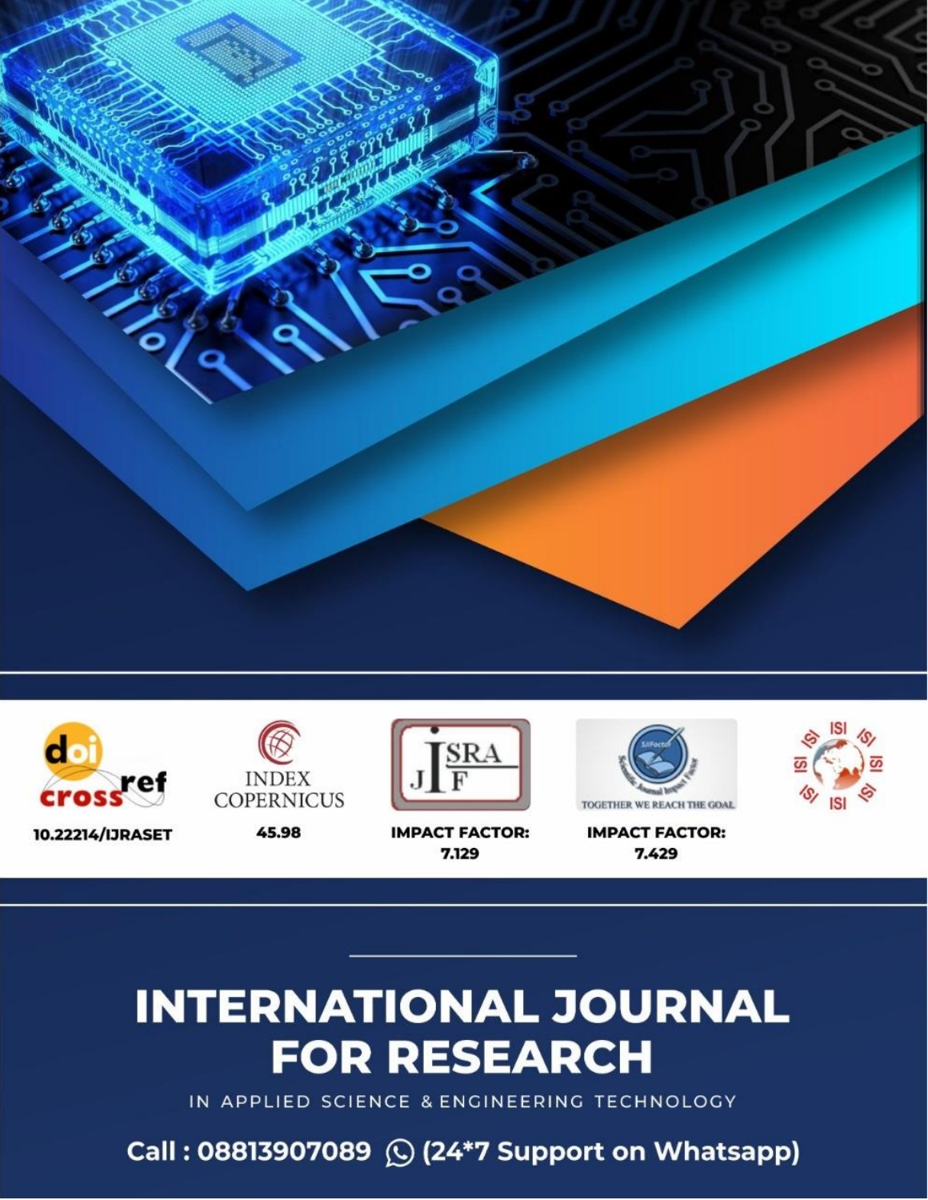10.22214/IJRASET

INDEX COPERNICUS

45.98

IMPACT FACTOR: 7.129

IMPACT FACTOR: 7.429

# INTERNATIONAL JOURNAL FOR RESEARCH

IN APPLIED SCIENCE & ENGINEERING TECHNOLOGY

Call : 08813907089 (24*7 Support on Whatsapp)